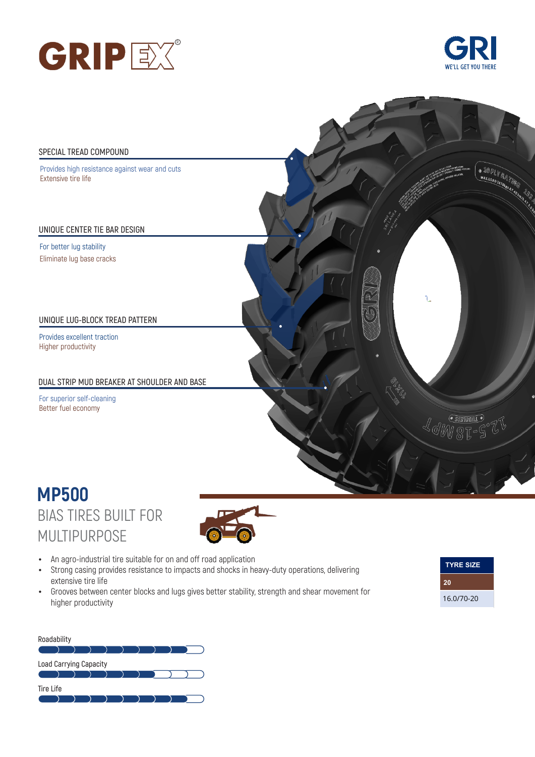GRIP EX®

GRI
WE'LL GET YOU THERE

### SPECIAL TREAD COMPOUND

Provides high resistance against wear and cuts
Extensive tire life

### UNIQUE CENTER TIE BAR DESIGN

For better lug stability
Eliminate lug base cracks

### UNIQUE LUG-BLOCK TREAD PATTERN

Provides excellent traction
Higher productivity

### DUAL STRIP MUD BREAKER AT SHOULDER AND BASE

For superior self-cleaning
Better fuel economy

# MP500

## BIAS TIRES BUILT FOR MULTIPURPOSE

- An agro-industrial tire suitable for on and off road application
- Strong casing provides resistance to impacts and shocks in heavy-duty operations, delivering extensive tire life
- Grooves between center blocks and lugs gives better stability, strength and shear movement for higher productivity

| TYRE SIZE |
|---|
| 20 |
| 16.0/70-20 |

Roadability

Load Carrying Capacity

Tire Life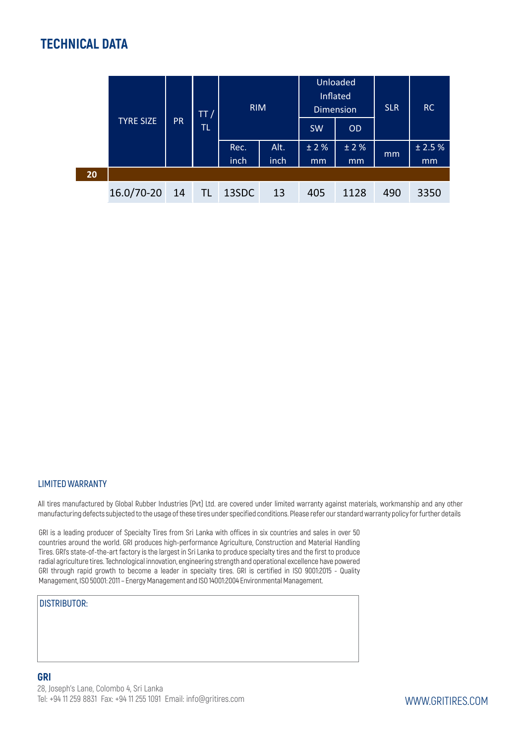## TECHNICAL DATA

| TYRE SIZE | PR | TT / TL | RIM | | Unloaded Inflated Dimension | | SLR | RC |
|---|---|---|---|---|---|---|---|---|
| | | | | | SW | OD | | |
| | | | Rec. inch | Alt. inch | ± 2 % mm | ± 2 % mm | mm | ± 2.5 % mm |
| **20** | | | | | | | | |
| 16.0/70-20 | 14 | TL | 13SDC | 13 | 405 | 1128 | 490 | 3350 |

LIMITED WARRANTY

All tires manufactured by Global Rubber Industries (Pvt) Ltd. are covered under limited warranty against materials, workmanship and any other manufacturing defects subjected to the usage of these tires under specified conditions. Please refer our standard warranty policy for further details

GRI is a leading producer of Specialty Tires from Sri Lanka with offices in six countries and sales in over 50 countries around the world. GRI produces high-performance Agriculture, Construction and Material Handling Tires. GRI's state-of-the-art factory is the largest in Sri Lanka to produce specialty tires and the first to produce radial agriculture tires. Technological innovation, engineering strength and operational excellence have powered GRI through rapid growth to become a leader in specialty tires. GRI is certified in ISO 9001:2015 - Quality Management, ISO 50001: 2011 – Energy Management and ISO 14001:2004 Environmental Management.

DISTRIBUTOR:

**GRI**
28, Joseph's Lane, Colombo 4, Sri Lanka
Tel: +94 11 259 8831 Fax: +94 11 255 1091 Email: info@gritires.com

WWW.GRITIRES.COM